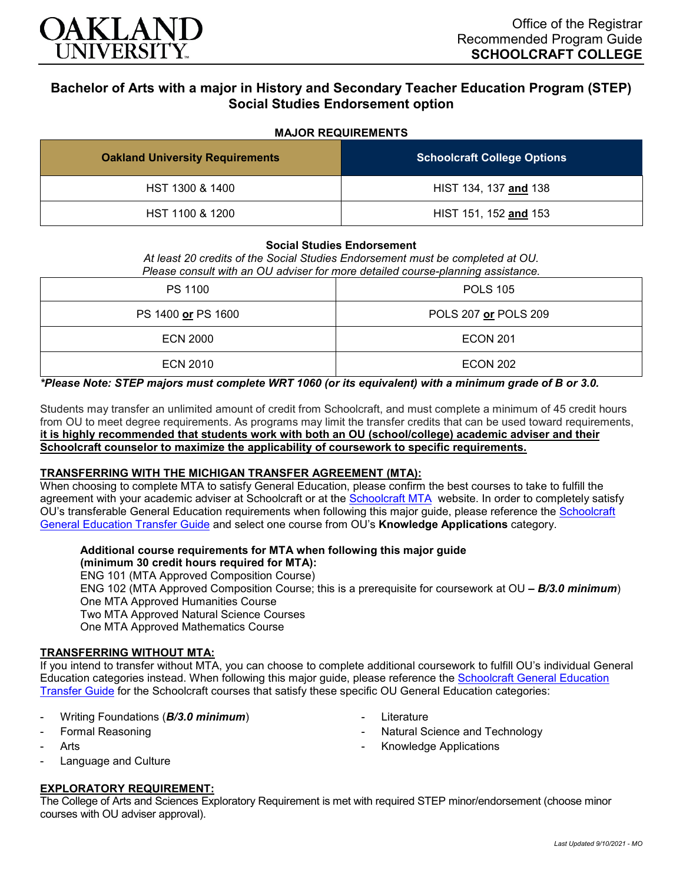Office of the Registrar
Recommended Program Guide
**SCHOOLCRAFT COLLEGE**

# Bachelor of Arts with a major in History and Secondary Teacher Education Program (STEP) Social Studies Endorsement option

### MAJOR REQUIREMENTS

| Oakland University Requirements | Schoolcraft College Options |
|---|---|
| HST 1300 & 1400 | HIST 134, 137 **and** 138 |
| HST 1100 & 1200 | HIST 151, 152 **and** 153 |

### Social Studies Endorsement

*At least 20 credits of the Social Studies Endorsement must be completed at OU.*
*Please consult with an OU adviser for more detailed course-planning assistance.*

| | |
|---|---|
| PS 1100 | POLS 105 |
| PS 1400 **or** PS 1600 | POLS 207 **or** POLS 209 |
| ECN 2000 | ECON 201 |
| ECN 2010 | ECON 202 |

***Please Note: STEP majors must complete WRT 1060 (or its equivalent) with a minimum grade of B or 3.0.**

Students may transfer an unlimited amount of credit from Schoolcraft, and must complete a minimum of 45 credit hours from OU to meet degree requirements. As programs may limit the transfer credits that can be used toward requirements, **it is highly recommended that students work with both an OU (school/college) academic adviser and their Schoolcraft counselor to maximize the applicability of coursework to specific requirements.**

### TRANSFERRING WITH THE MICHIGAN TRANSFER AGREEMENT (MTA):

When choosing to complete MTA to satisfy General Education, please confirm the best courses to take to fulfill the agreement with your academic adviser at Schoolcraft or at the Schoolcraft MTA website. In order to completely satisfy OU's transferable General Education requirements when following this major guide, please reference the Schoolcraft General Education Transfer Guide and select one course from OU's **Knowledge Applications** category.

**Additional course requirements for MTA when following this major guide (minimum 30 credit hours required for MTA):**
ENG 101 (MTA Approved Composition Course)
ENG 102 (MTA Approved Composition Course; this is a prerequisite for coursework at OU **– *B/3.0 minimum***)
One MTA Approved Humanities Course
Two MTA Approved Natural Science Courses
One MTA Approved Mathematics Course

### TRANSFERRING WITHOUT MTA:

If you intend to transfer without MTA, you can choose to complete additional coursework to fulfill OU's individual General Education categories instead. When following this major guide, please reference the Schoolcraft General Education Transfer Guide for the Schoolcraft courses that satisfy these specific OU General Education categories:

- Writing Foundations (***B/3.0 minimum***)
- Formal Reasoning
- Arts
- Language and Culture
- Literature
- Natural Science and Technology
- Knowledge Applications

### EXPLORATORY REQUIREMENT:

The College of Arts and Sciences Exploratory Requirement is met with required STEP minor/endorsement (choose minor courses with OU adviser approval).

*Last Updated 9/10/2021 - MO*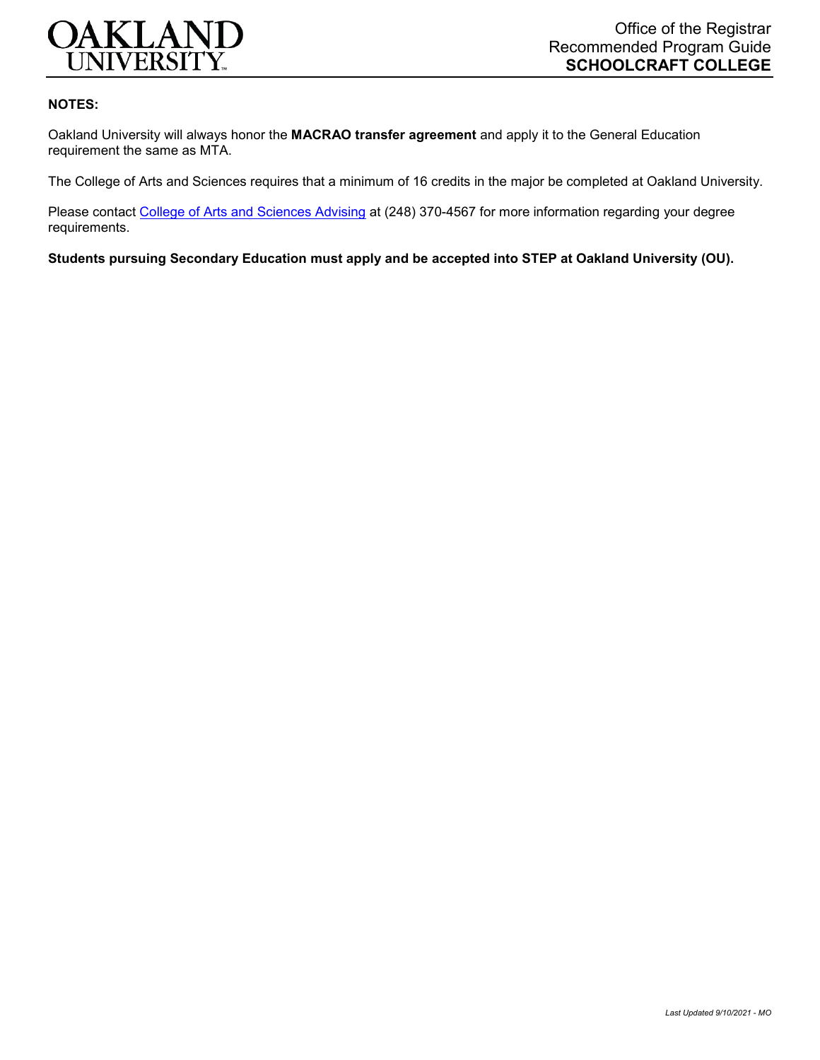**NOTES:**

Oakland University will always honor the **MACRAO transfer agreement** and apply it to the General Education requirement the same as MTA.

The College of Arts and Sciences requires that a minimum of 16 credits in the major be completed at Oakland University.

Please contact College of Arts and Sciences Advising at (248) 370-4567 for more information regarding your degree requirements.

**Students pursuing Secondary Education must apply and be accepted into STEP at Oakland University (OU).**